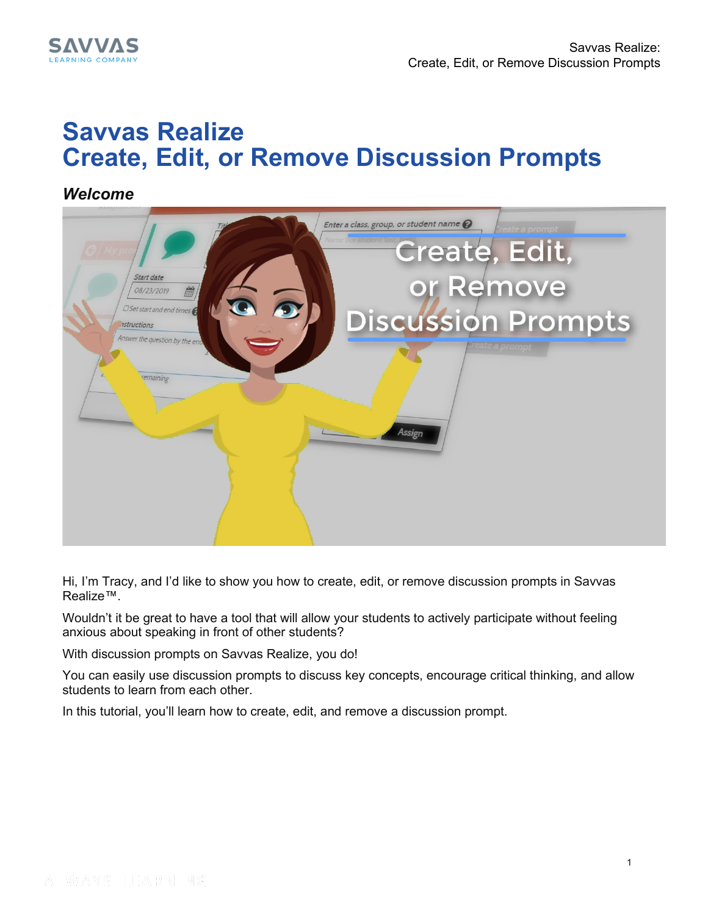# Savvas Realize
# Create, Edit, or Remove Discussion Prompts

### *Welcome*

Hi, I'm Tracy, and I'd like to show you how to create, edit, or remove discussion prompts in Savvas Realize™.

Wouldn't it be great to have a tool that will allow your students to actively participate without feeling anxious about speaking in front of other students?

With discussion prompts on Savvas Realize, you do!

You can easily use discussion prompts to discuss key concepts, encourage critical thinking, and allow students to learn from each other.

In this tutorial, you'll learn how to create, edit, and remove a discussion prompt.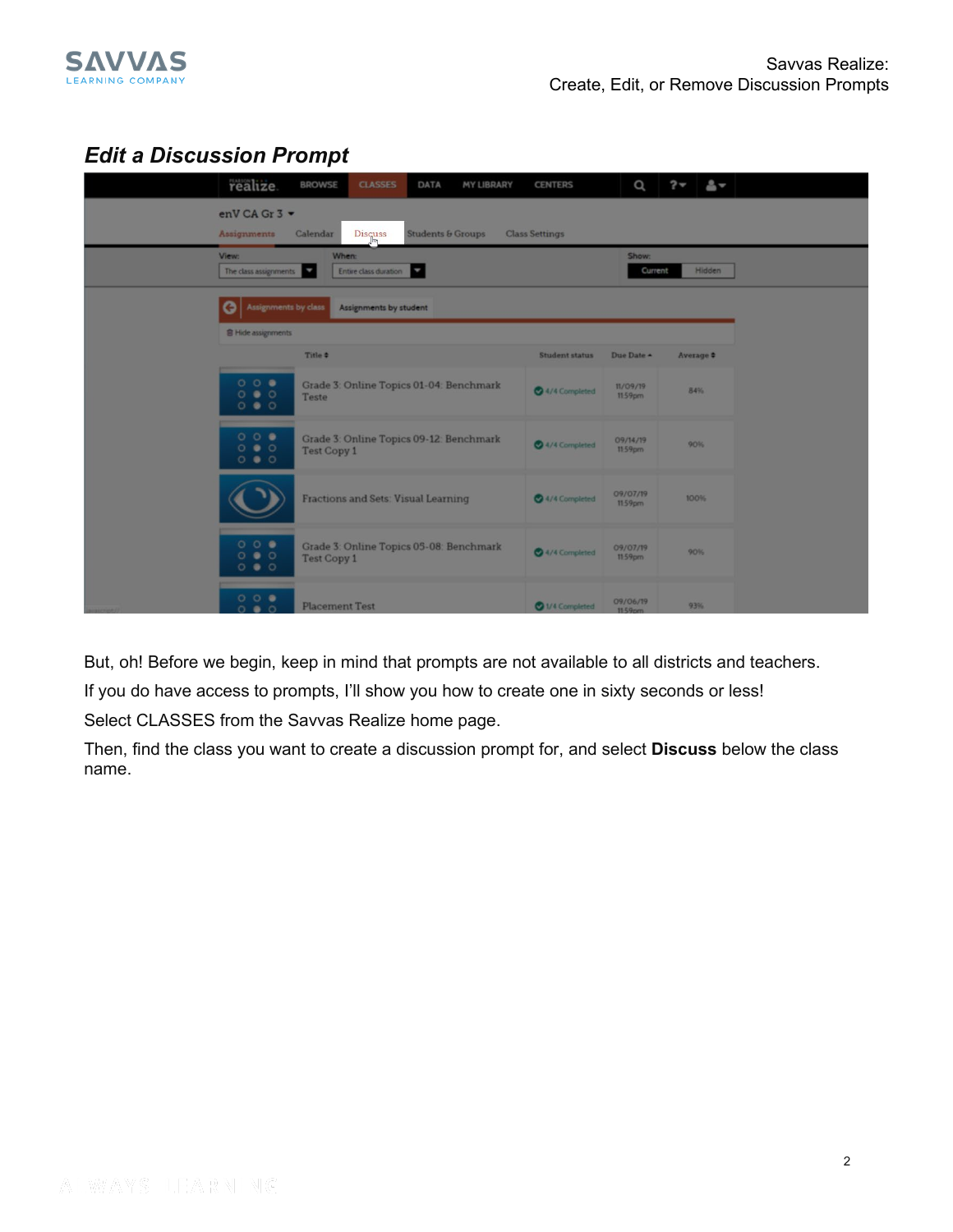## *Edit a Discussion Prompt*

But, oh! Before we begin, keep in mind that prompts are not available to all districts and teachers.

If you do have access to prompts, I'll show you how to create one in sixty seconds or less!

Select CLASSES from the Savvas Realize home page.

Then, find the class you want to create a discussion prompt for, and select **Discuss** below the class name.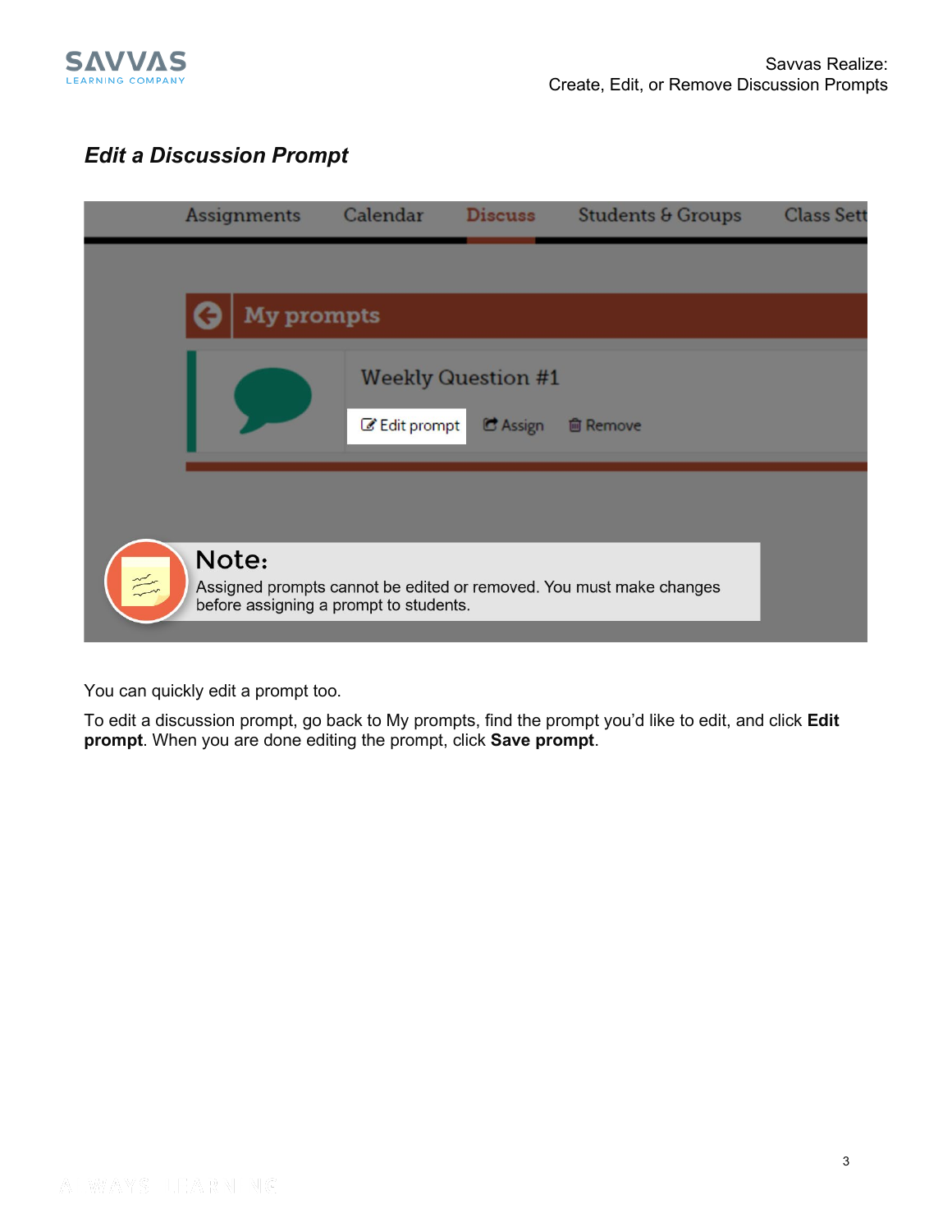## *Edit a Discussion Prompt*

Assignments Calendar Discuss Students & Groups Class Sett

My prompts

Weekly Question #1

Edit prompt Assign Remove

**Note:**
Assigned prompts cannot be edited or removed. You must make changes before assigning a prompt to students.

You can quickly edit a prompt too.

To edit a discussion prompt, go back to My prompts, find the prompt you'd like to edit, and click **Edit prompt**. When you are done editing the prompt, click **Save prompt**.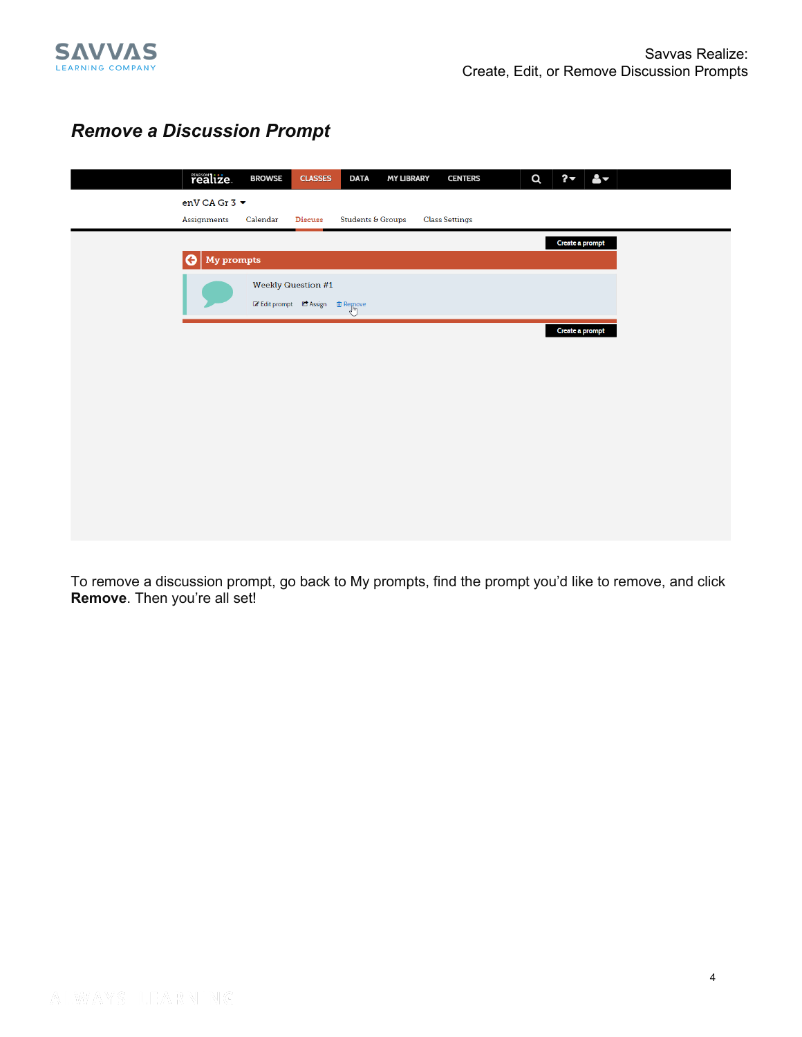## *Remove a Discussion Prompt*

To remove a discussion prompt, go back to My prompts, find the prompt you'd like to remove, and click **Remove**. Then you're all set!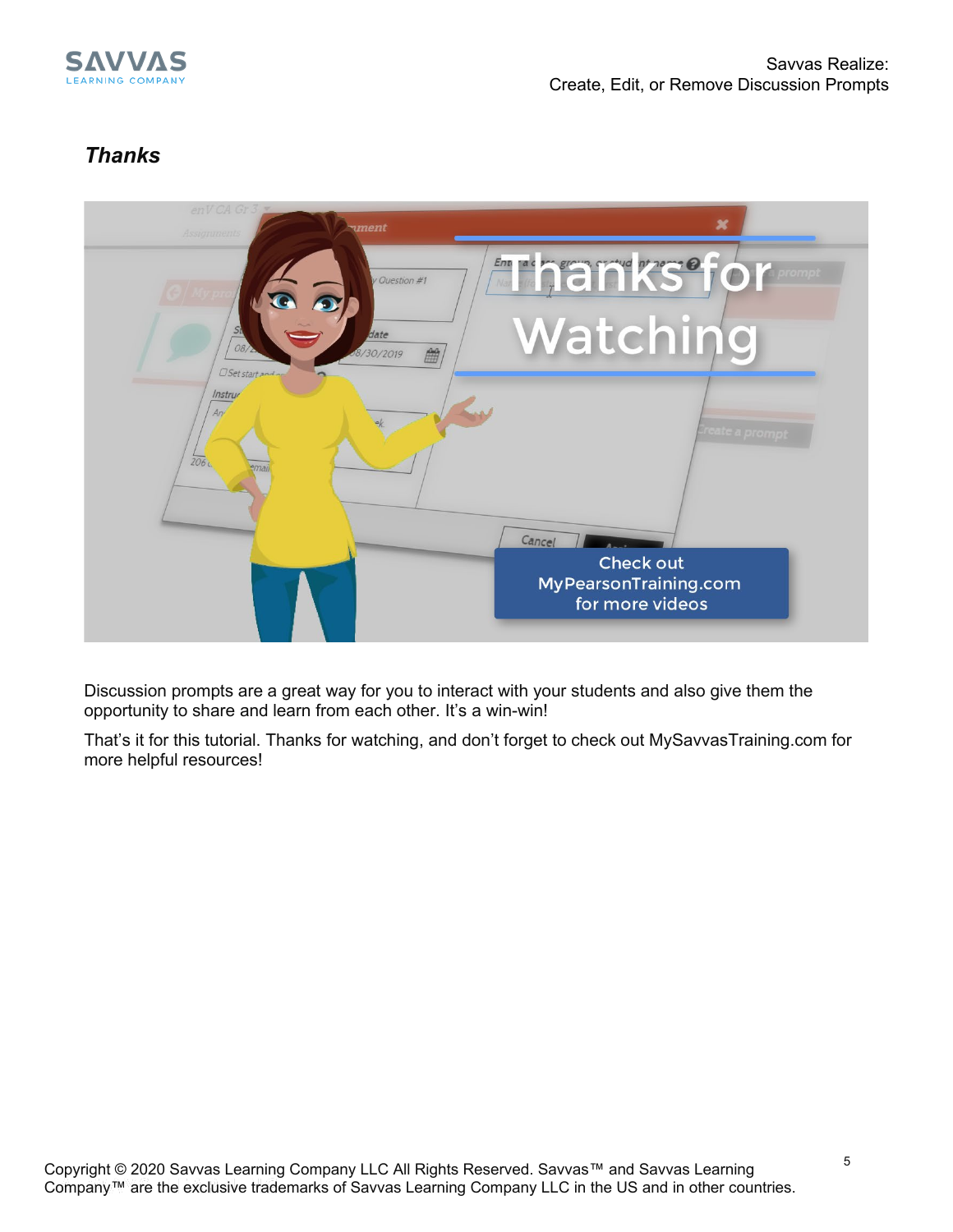### *Thanks*

Discussion prompts are a great way for you to interact with your students and also give them the opportunity to share and learn from each other. It's a win-win!

That's it for this tutorial. Thanks for watching, and don't forget to check out MySavvasTraining.com for more helpful resources!

Copyright © 2020 Savvas Learning Company LLC All Rights Reserved. Savvas™ and Savvas Learning Company™ are the exclusive trademarks of Savvas Learning Company LLC in the US and in other countries.